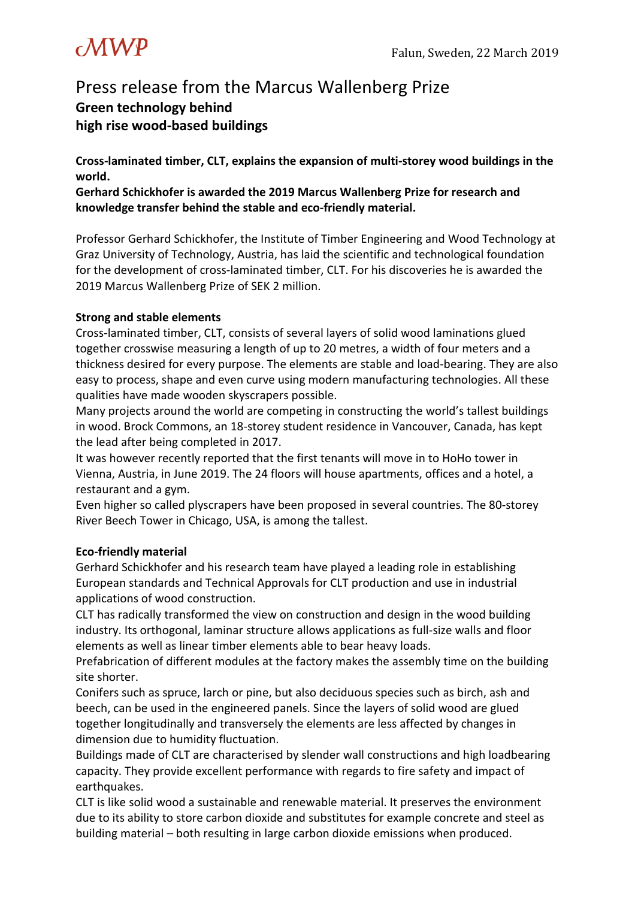MWP

Falun, Sweden, 22 March 2019

# Press release from the Marcus Wallenberg Prize

## Green technology behind high rise wood-based buildings

**Cross-laminated timber, CLT, explains the expansion of multi-storey wood buildings in the world.**

**Gerhard Schickhofer is awarded the 2019 Marcus Wallenberg Prize for research and knowledge transfer behind the stable and eco-friendly material.**

Professor Gerhard Schickhofer, the Institute of Timber Engineering and Wood Technology at Graz University of Technology, Austria, has laid the scientific and technological foundation for the development of cross-laminated timber, CLT. For his discoveries he is awarded the 2019 Marcus Wallenberg Prize of SEK 2 million.

**Strong and stable elements**

Cross-laminated timber, CLT, consists of several layers of solid wood laminations glued together crosswise measuring a length of up to 20 metres, a width of four meters and a thickness desired for every purpose. The elements are stable and load-bearing. They are also easy to process, shape and even curve using modern manufacturing technologies. All these qualities have made wooden skyscrapers possible.

Many projects around the world are competing in constructing the world's tallest buildings in wood. Brock Commons, an 18-storey student residence in Vancouver, Canada, has kept the lead after being completed in 2017.

It was however recently reported that the first tenants will move in to HoHo tower in Vienna, Austria, in June 2019. The 24 floors will house apartments, offices and a hotel, a restaurant and a gym.

Even higher so called plyscrapers have been proposed in several countries. The 80-storey River Beech Tower in Chicago, USA, is among the tallest.

**Eco-friendly material**

Gerhard Schickhofer and his research team have played a leading role in establishing European standards and Technical Approvals for CLT production and use in industrial applications of wood construction.

CLT has radically transformed the view on construction and design in the wood building industry. Its orthogonal, laminar structure allows applications as full-size walls and floor elements as well as linear timber elements able to bear heavy loads.

Prefabrication of different modules at the factory makes the assembly time on the building site shorter.

Conifers such as spruce, larch or pine, but also deciduous species such as birch, ash and beech, can be used in the engineered panels. Since the layers of solid wood are glued together longitudinally and transversely the elements are less affected by changes in dimension due to humidity fluctuation.

Buildings made of CLT are characterised by slender wall constructions and high loadbearing capacity. They provide excellent performance with regards to fire safety and impact of earthquakes.

CLT is like solid wood a sustainable and renewable material. It preserves the environment due to its ability to store carbon dioxide and substitutes for example concrete and steel as building material – both resulting in large carbon dioxide emissions when produced.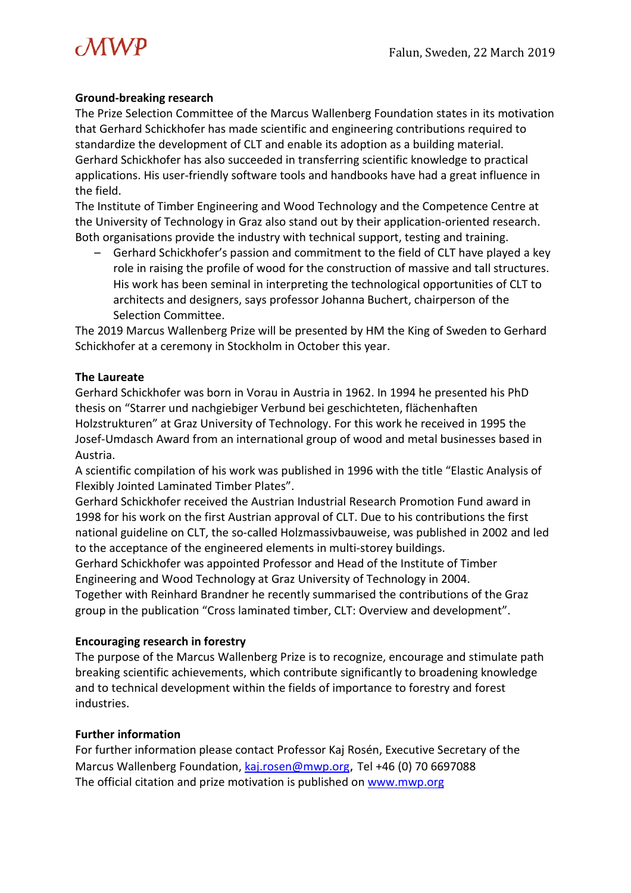Falun, Sweden, 22 March 2019

**Ground-breaking research**

The Prize Selection Committee of the Marcus Wallenberg Foundation states in its motivation that Gerhard Schickhofer has made scientific and engineering contributions required to standardize the development of CLT and enable its adoption as a building material. Gerhard Schickhofer has also succeeded in transferring scientific knowledge to practical applications. His user-friendly software tools and handbooks have had a great influence in the field.

The Institute of Timber Engineering and Wood Technology and the Competence Centre at the University of Technology in Graz also stand out by their application-oriented research. Both organisations provide the industry with technical support, testing and training.

– Gerhard Schickhofer's passion and commitment to the field of CLT have played a key role in raising the profile of wood for the construction of massive and tall structures. His work has been seminal in interpreting the technological opportunities of CLT to architects and designers, says professor Johanna Buchert, chairperson of the Selection Committee.

The 2019 Marcus Wallenberg Prize will be presented by HM the King of Sweden to Gerhard Schickhofer at a ceremony in Stockholm in October this year.

**The Laureate**

Gerhard Schickhofer was born in Vorau in Austria in 1962. In 1994 he presented his PhD thesis on "Starrer und nachgiebiger Verbund bei geschichteten, flächenhaften Holzstrukturen" at Graz University of Technology. For this work he received in 1995 the Josef-Umdasch Award from an international group of wood and metal businesses based in Austria.

A scientific compilation of his work was published in 1996 with the title "Elastic Analysis of Flexibly Jointed Laminated Timber Plates".

Gerhard Schickhofer received the Austrian Industrial Research Promotion Fund award in 1998 for his work on the first Austrian approval of CLT. Due to his contributions the first national guideline on CLT, the so-called Holzmassivbauweise, was published in 2002 and led to the acceptance of the engineered elements in multi-storey buildings.

Gerhard Schickhofer was appointed Professor and Head of the Institute of Timber Engineering and Wood Technology at Graz University of Technology in 2004.

Together with Reinhard Brandner he recently summarised the contributions of the Graz group in the publication "Cross laminated timber, CLT: Overview and development".

**Encouraging research in forestry**

The purpose of the Marcus Wallenberg Prize is to recognize, encourage and stimulate path breaking scientific achievements, which contribute significantly to broadening knowledge and to technical development within the fields of importance to forestry and forest industries.

**Further information**

For further information please contact Professor Kaj Rosén, Executive Secretary of the Marcus Wallenberg Foundation, kaj.rosen@mwp.org, Tel +46 (0) 70 6697088

The official citation and prize motivation is published on www.mwp.org